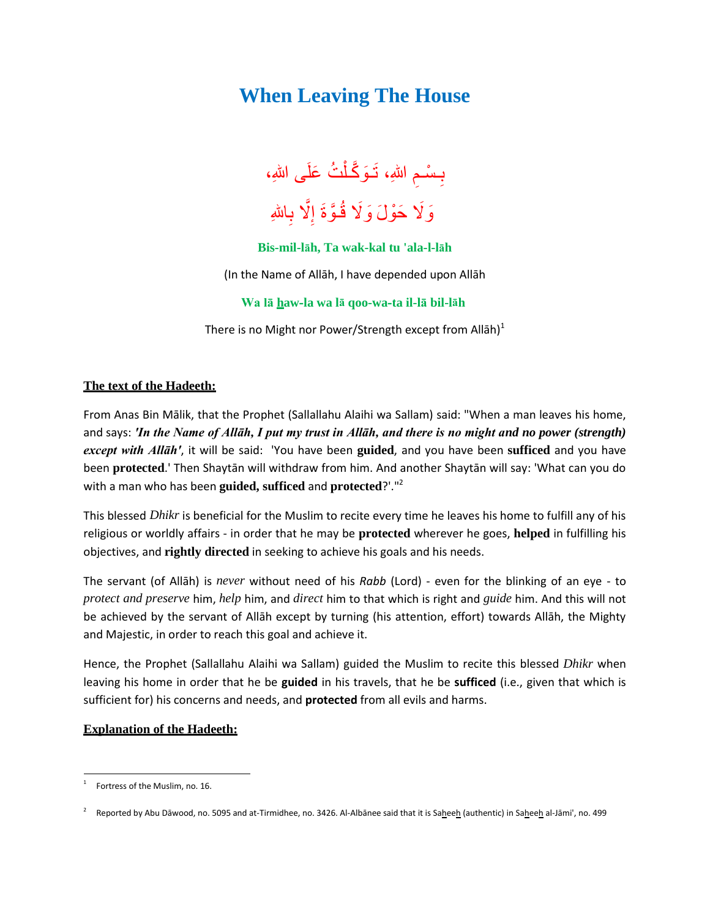# When Leaving The House

بِسْمِ اللهِ، تَوَكَّلْتُ عَلَى اللهِ،

وَلَا حَوْلَ وَلَا قُوَّةَ إِلَّا بِاللهِ

**Bis-mil-lāh, Ta wak-kal tu 'ala-l-lāh**

(In the Name of Allāh, I have depended upon Allāh

**Wa lā haw-la wa lā qoo-wa-ta il-lā bil-lāh**

There is no Might nor Power/Strength except from Allāh)[1]

**The text of the Hadeeth:**

From Anas Bin Mālik, that the Prophet (Sallallahu Alaihi wa Sallam) said: "When a man leaves his home, and says: ***'In the Name of Allāh, I put my trust in Allāh, and there is no might and no power (strength) except with Allāh'***, it will be said: 'You have been **guided**, and you have been **sufficed** and you have been **protected**.' Then Shaytān will withdraw from him. And another Shaytān will say: 'What can you do with a man who has been **guided, sufficed** and **protected**?'."[2]

This blessed *Dhikr* is beneficial for the Muslim to recite every time he leaves his home to fulfill any of his religious or worldly affairs - in order that he may be **protected** wherever he goes, **helped** in fulfilling his objectives, and **rightly directed** in seeking to achieve his goals and his needs.

The servant (of Allāh) is *never* without need of his *Rabb* (Lord) - even for the blinking of an eye - to *protect and preserve* him, *help* him, and *direct* him to that which is right and *guide* him. And this will not be achieved by the servant of Allāh except by turning (his attention, effort) towards Allāh, the Mighty and Majestic, in order to reach this goal and achieve it.

Hence, the Prophet (Sallallahu Alaihi wa Sallam) guided the Muslim to recite this blessed *Dhikr* when leaving his home in order that he be **guided** in his travels, that he be **sufficed** (i.e., given that which is sufficient for) his concerns and needs, and **protected** from all evils and harms.

**Explanation of the Hadeeth:**

---

[1] Fortress of the Muslim, no. 16.

[2] Reported by Abu Dāwood, no. 5095 and at-Tirmidhee, no. 3426. Al-Albānee said that it is Saheeh (authentic) in Saheeh al-Jāmi', no. 499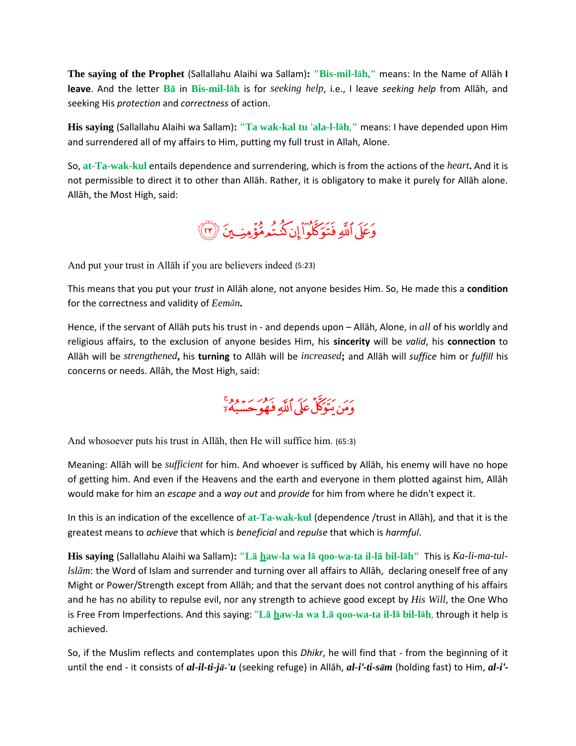**The saying of the Prophet** (Sallallahu Alaihi wa Sallam)**: "Bis-mil-lāh,"** means: In the Name of Allāh **I leave**. And the letter **Bā** in **Bis-mil-lāh** is for *seeking help*, i.e., I leave *seeking help* from Allāh, and seeking His *protection* and *correctness* of action.

**His saying** (Sallallahu Alaihi wa Sallam)**: "Ta wak-kal tu 'ala-l-lāh,"** means: I have depended upon Him and surrendered all of my affairs to Him, putting my full trust in Allah, Alone.

So, **at-Ta-wak-kul** entails dependence and surrendering, which is from the actions of the *heart***.** And it is not permissible to direct it to other than Allāh. Rather, it is obligatory to make it purely for Allāh alone. Allāh, the Most High, said:

وَعَلَى ٱللَّهِ فَتَوَكَّلُوٓا۟ إِن كُنتُم مُّؤْمِنِينَ ﴿٢٣﴾

And put your trust in Allāh if you are believers indeed (5:23)

This means that you put your *trust* in Allāh alone, not anyone besides Him. So, He made this a **condition** for the correctness and validity of *Eemān***.**

Hence, if the servant of Allāh puts his trust in - and depends upon – Allāh, Alone, in *all* of his worldly and religious affairs, to the exclusion of anyone besides Him, his **sincerity** will be *valid*, his **connection** to Allāh will be *strengthened***,** his **turning** to Allāh will be *increased***;** and Allāh will *suffice* him or *fulfill* his concerns or needs. Allāh, the Most High, said:

وَمَن يَتَوَكَّلْ عَلَى ٱللَّهِ فَهُوَ حَسْبُهُۥٓ

And whosoever puts his trust in Allāh, then He will suffice him. (65:3)

Meaning: Allāh will be *sufficient* for him. And whoever is sufficed by Allāh, his enemy will have no hope of getting him. And even if the Heavens and the earth and everyone in them plotted against him, Allāh would make for him an *escape* and a *way out* and *provide* for him from where he didn't expect it.

In this is an indication of the excellence of **at-Ta-wak-kul** (dependence /trust in Allāh), and that it is the greatest means to *achieve* that which is *beneficial* and *repulse* that which is *harmful*.

**His saying** (Sallallahu Alaihi wa Sallam)**: "Lā haw-la wa lā qoo-wa-ta il-lā bil-lāh"** This is *Ka-li-ma-tul-lslām*: the Word of Islam and surrender and turning over all affairs to Allāh, declaring oneself free of any Might or Power/Strength except from Allāh; and that the servant does not control anything of his affairs and he has no ability to repulse evil, nor any strength to achieve good except by *His Will*, the One Who is Free From Imperfections. And this saying: **"Lā haw-la wa Lā qoo-wa-ta il-lā bil-lāh,** through it help is achieved.

So, if the Muslim reflects and contemplates upon this *Dhikr*, he will find that - from the beginning of it until the end - it consists of ***al-il-ti-jā-'u*** (seeking refuge) in Allāh, ***al-i'-ti-sām*** (holding fast) to Him, ***al-i'-***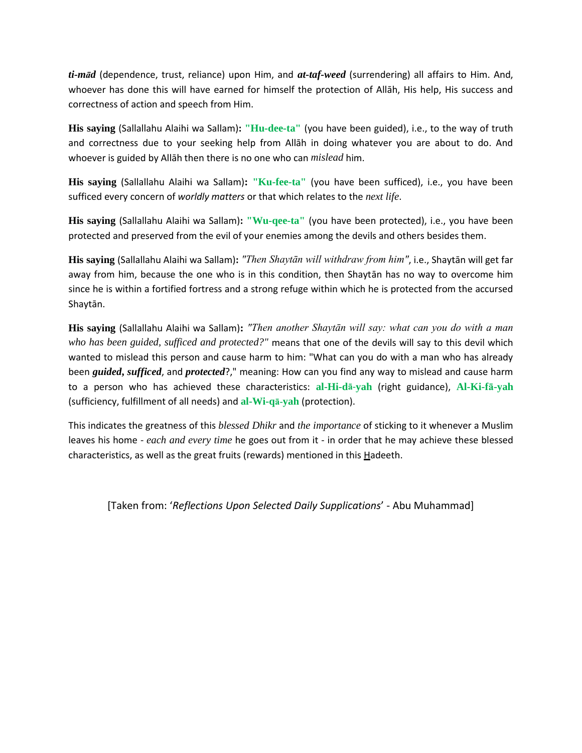***ti-mād*** (dependence, trust, reliance) upon Him, and ***at-taf-weed*** (surrendering) all affairs to Him. And, whoever has done this will have earned for himself the protection of Allāh, His help, His success and correctness of action and speech from Him.

**His saying** (Sallallahu Alaihi wa Sallam)**:** **"Hu-dee-ta"** (you have been guided), i.e., to the way of truth and correctness due to your seeking help from Allāh in doing whatever you are about to do. And whoever is guided by Allāh then there is no one who can *mislead* him.

**His saying** (Sallallahu Alaihi wa Sallam)**:** **"Ku-fee-ta"** (you have been sufficed), i.e., you have been sufficed every concern of *worldly matters* or that which relates to the *next life*.

**His saying** (Sallallahu Alaihi wa Sallam)**:** **"Wu-qee-ta"** (you have been protected), i.e., you have been protected and preserved from the evil of your enemies among the devils and others besides them.

**His saying** (Sallallahu Alaihi wa Sallam)**:** *"Then Shaytān will withdraw from him"*, i.e., Shaytān will get far away from him, because the one who is in this condition, then Shaytān has no way to overcome him since he is within a fortified fortress and a strong refuge within which he is protected from the accursed Shaytān.

**His saying** (Sallallahu Alaihi wa Sallam)**:** *"Then another Shaytān will say: what can you do with a man who has been guided, sufficed and protected?"* means that one of the devils will say to this devil which wanted to mislead this person and cause harm to him: "What can you do with a man who has already been ***guided***, ***sufficed***, and ***protected***?," meaning: How can you find any way to mislead and cause harm to a person who has achieved these characteristics: **al-Hi-dā-yah** (right guidance), **Al-Ki-fā-yah** (sufficiency, fulfillment of all needs) and **al-Wi-qā-yah** (protection).

This indicates the greatness of this *blessed Dhikr* and *the importance* of sticking to it whenever a Muslim leaves his home - *each and every time* he goes out from it - in order that he may achieve these blessed characteristics, as well as the great fruits (rewards) mentioned in this Hadeeth.

[Taken from: '*Reflections Upon Selected Daily Supplications*' - Abu Muhammad]